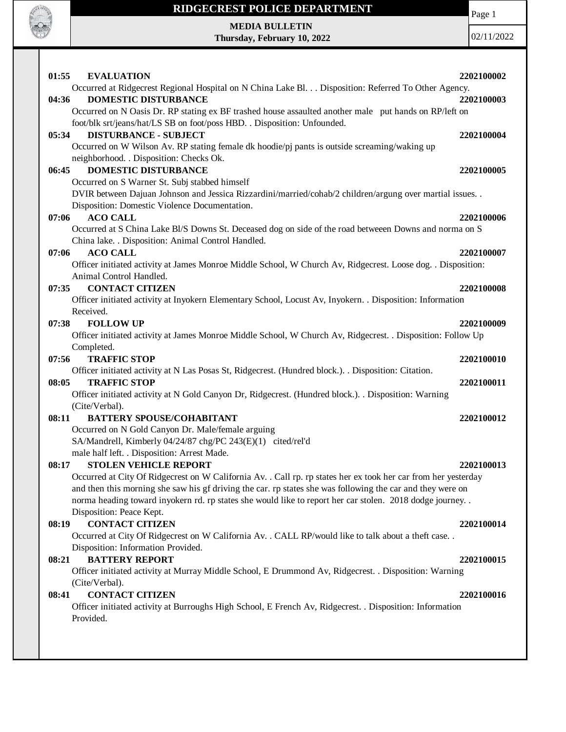# RIDGECREST POLICE DEPARTMENT

**MEDIA BULLETIN**
**Thursday, February 10, 2022**

02/11/2022

**01:55 EVALUATION** **2202100002**
Occurred at Ridgecrest Regional Hospital on N China Lake Bl. . . Disposition: Referred To Other Agency.

**04:36 DOMESTIC DISTURBANCE** **2202100003**
Occurred on N Oasis Dr. RP stating ex BF trashed house assaulted another male put hands on RP/left on foot/blk srt/jeans/hat/LS SB on foot/poss HBD. . Disposition: Unfounded.

**05:34 DISTURBANCE - SUBJECT** **2202100004**
Occurred on W Wilson Av. RP stating female dk hoodie/pj pants is outside screaming/waking up neighborhood. . Disposition: Checks Ok.

**06:45 DOMESTIC DISTURBANCE** **2202100005**
Occurred on S Warner St. Subj stabbed himself
DVIR between Dajuan Johnson and Jessica Rizzardini/married/cohab/2 children/argung over martial issues. . Disposition: Domestic Violence Documentation.

**07:06 ACO CALL** **2202100006**
Occurred at S China Lake Bl/S Downs St. Deceased dog on side of the road betweeen Downs and norma on S China lake. . Disposition: Animal Control Handled.

**07:06 ACO CALL** **2202100007**
Officer initiated activity at James Monroe Middle School, W Church Av, Ridgecrest. Loose dog. . Disposition: Animal Control Handled.

**07:35 CONTACT CITIZEN** **2202100008**
Officer initiated activity at Inyokern Elementary School, Locust Av, Inyokern. . Disposition: Information Received.

**07:38 FOLLOW UP** **2202100009**
Officer initiated activity at James Monroe Middle School, W Church Av, Ridgecrest. . Disposition: Follow Up Completed.

**07:56 TRAFFIC STOP** **2202100010**
Officer initiated activity at N Las Posas St, Ridgecrest. (Hundred block.). . Disposition: Citation.

**08:05 TRAFFIC STOP** **2202100011**
Officer initiated activity at N Gold Canyon Dr, Ridgecrest. (Hundred block.). . Disposition: Warning (Cite/Verbal).

**08:11 BATTERY SPOUSE/COHABITANT** **2202100012**
Occurred on N Gold Canyon Dr. Male/female arguing
SA/Mandrell, Kimberly 04/24/87 chg/PC 243(E)(1) cited/rel'd
male half left. . Disposition: Arrest Made.

**08:17 STOLEN VEHICLE REPORT** **2202100013**
Occurred at City Of Ridgecrest on W California Av. . Call rp. rp states her ex took her car from her yesterday and then this morning she saw his gf driving the car. rp states she was following the car and they were on norma heading toward inyokern rd. rp states she would like to report her car stolen. 2018 dodge journey. . Disposition: Peace Kept.

**08:19 CONTACT CITIZEN** **2202100014**
Occurred at City Of Ridgecrest on W California Av. . CALL RP/would like to talk about a theft case. . Disposition: Information Provided.

**08:21 BATTERY REPORT** **2202100015**
Officer initiated activity at Murray Middle School, E Drummond Av, Ridgecrest. . Disposition: Warning (Cite/Verbal).

**08:41 CONTACT CITIZEN** **2202100016**
Officer initiated activity at Burroughs High School, E French Av, Ridgecrest. . Disposition: Information Provided.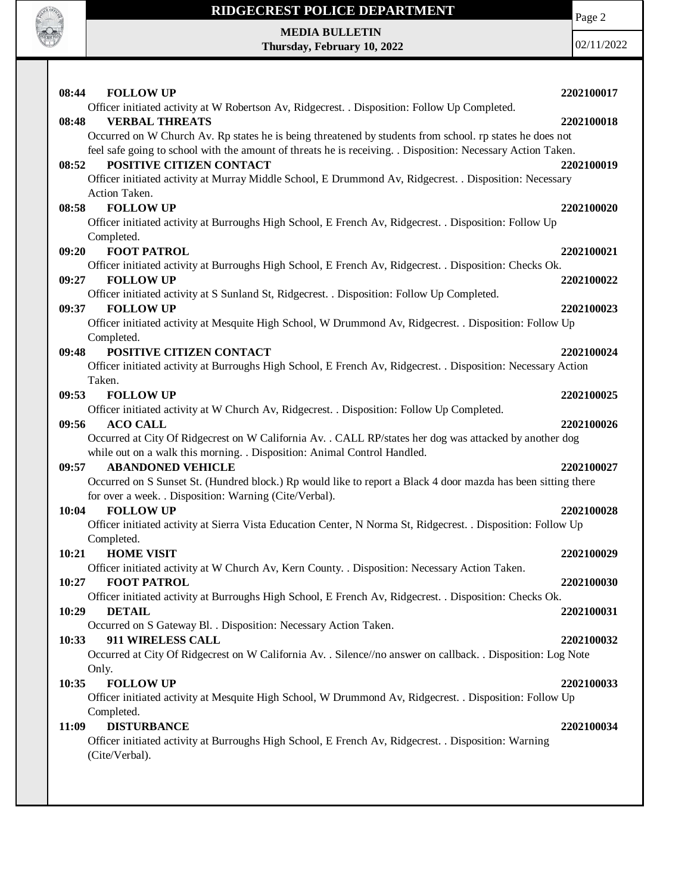**08:44 FOLLOW UP 2202100017**

Officer initiated activity at W Robertson Av, Ridgecrest. . Disposition: Follow Up Completed.

**08:48 VERBAL THREATS 2202100018**

Occurred on W Church Av. Rp states he is being threatened by students from school. rp states he does not feel safe going to school with the amount of threats he is receiving. . Disposition: Necessary Action Taken.

**08:52 POSITIVE CITIZEN CONTACT 2202100019**

Officer initiated activity at Murray Middle School, E Drummond Av, Ridgecrest. . Disposition: Necessary Action Taken.

**08:58 FOLLOW UP 2202100020**

Officer initiated activity at Burroughs High School, E French Av, Ridgecrest. . Disposition: Follow Up Completed.

**09:20 FOOT PATROL 2202100021**

Officer initiated activity at Burroughs High School, E French Av, Ridgecrest. . Disposition: Checks Ok.

**09:27 FOLLOW UP 2202100022**

Officer initiated activity at S Sunland St, Ridgecrest. . Disposition: Follow Up Completed.

**09:37 FOLLOW UP 2202100023**

Officer initiated activity at Mesquite High School, W Drummond Av, Ridgecrest. . Disposition: Follow Up Completed.

**09:48 POSITIVE CITIZEN CONTACT 2202100024**

Officer initiated activity at Burroughs High School, E French Av, Ridgecrest. . Disposition: Necessary Action Taken.

**09:53 FOLLOW UP 2202100025**

Officer initiated activity at W Church Av, Ridgecrest. . Disposition: Follow Up Completed.

**09:56 ACO CALL 2202100026**

Occurred at City Of Ridgecrest on W California Av. . CALL RP/states her dog was attacked by another dog while out on a walk this morning. . Disposition: Animal Control Handled.

**09:57 ABANDONED VEHICLE 2202100027**

Occurred on S Sunset St. (Hundred block.) Rp would like to report a Black 4 door mazda has been sitting there for over a week. . Disposition: Warning (Cite/Verbal).

**10:04 FOLLOW UP 2202100028**

Officer initiated activity at Sierra Vista Education Center, N Norma St, Ridgecrest. . Disposition: Follow Up Completed.

**10:21 HOME VISIT 2202100029**

Officer initiated activity at W Church Av, Kern County. . Disposition: Necessary Action Taken.

**10:27 FOOT PATROL 2202100030**

Officer initiated activity at Burroughs High School, E French Av, Ridgecrest. . Disposition: Checks Ok.

**10:29 DETAIL 2202100031**

Occurred on S Gateway Bl. . Disposition: Necessary Action Taken.

**10:33 911 WIRELESS CALL 2202100032**

Occurred at City Of Ridgecrest on W California Av. . Silence//no answer on callback. . Disposition: Log Note Only.

**10:35 FOLLOW UP 2202100033**

Officer initiated activity at Mesquite High School, W Drummond Av, Ridgecrest. . Disposition: Follow Up Completed.

**11:09 DISTURBANCE 2202100034**

Officer initiated activity at Burroughs High School, E French Av, Ridgecrest. . Disposition: Warning (Cite/Verbal).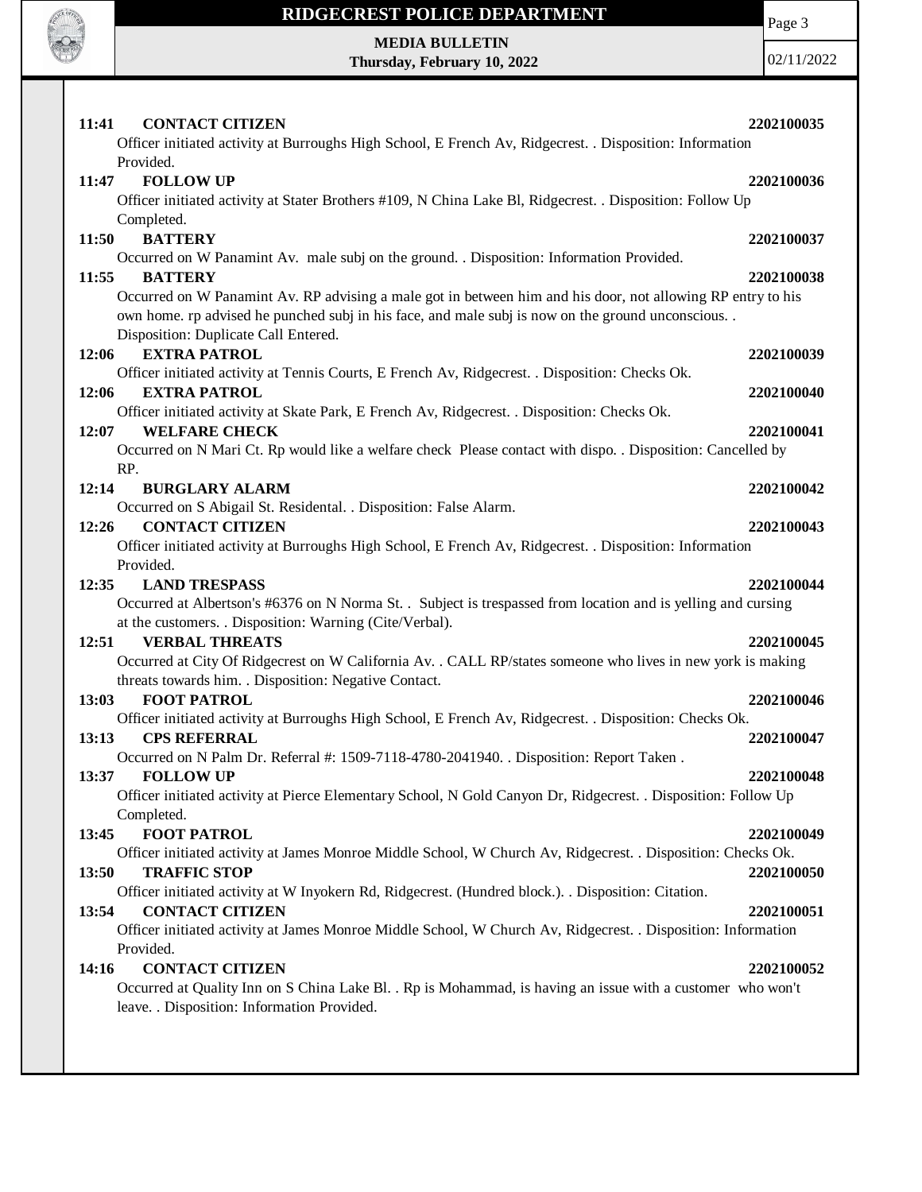**11:41 CONTACT CITIZEN** **2202100035**
Officer initiated activity at Burroughs High School, E French Av, Ridgecrest. . Disposition: Information Provided.

**11:47 FOLLOW UP** **2202100036**
Officer initiated activity at Stater Brothers #109, N China Lake Bl, Ridgecrest. . Disposition: Follow Up Completed.

**11:50 BATTERY** **2202100037**
Occurred on W Panamint Av. male subj on the ground. . Disposition: Information Provided.

**11:55 BATTERY** **2202100038**
Occurred on W Panamint Av. RP advising a male got in between him and his door, not allowing RP entry to his own home. rp advised he punched subj in his face, and male subj is now on the ground unconscious. . Disposition: Duplicate Call Entered.

**12:06 EXTRA PATROL** **2202100039**
Officer initiated activity at Tennis Courts, E French Av, Ridgecrest. . Disposition: Checks Ok.

**12:06 EXTRA PATROL** **2202100040**
Officer initiated activity at Skate Park, E French Av, Ridgecrest. . Disposition: Checks Ok.

**12:07 WELFARE CHECK** **2202100041**
Occurred on N Mari Ct. Rp would like a welfare check Please contact with dispo. . Disposition: Cancelled by RP.

**12:14 BURGLARY ALARM** **2202100042**
Occurred on S Abigail St. Residental. . Disposition: False Alarm.

**12:26 CONTACT CITIZEN** **2202100043**
Officer initiated activity at Burroughs High School, E French Av, Ridgecrest. . Disposition: Information Provided.

**12:35 LAND TRESPASS** **2202100044**
Occurred at Albertson's #6376 on N Norma St. . Subject is trespassed from location and is yelling and cursing at the customers. . Disposition: Warning (Cite/Verbal).

**12:51 VERBAL THREATS** **2202100045**
Occurred at City Of Ridgecrest on W California Av. . CALL RP/states someone who lives in new york is making threats towards him. . Disposition: Negative Contact.

**13:03 FOOT PATROL** **2202100046**
Officer initiated activity at Burroughs High School, E French Av, Ridgecrest. . Disposition: Checks Ok.

**13:13 CPS REFERRAL** **2202100047**
Occurred on N Palm Dr. Referral #: 1509-7118-4780-2041940. . Disposition: Report Taken .

**13:37 FOLLOW UP** **2202100048**
Officer initiated activity at Pierce Elementary School, N Gold Canyon Dr, Ridgecrest. . Disposition: Follow Up Completed.

**13:45 FOOT PATROL** **2202100049**
Officer initiated activity at James Monroe Middle School, W Church Av, Ridgecrest. . Disposition: Checks Ok.

**13:50 TRAFFIC STOP** **2202100050**
Officer initiated activity at W Inyokern Rd, Ridgecrest. (Hundred block.). . Disposition: Citation.

**13:54 CONTACT CITIZEN** **2202100051**
Officer initiated activity at James Monroe Middle School, W Church Av, Ridgecrest. . Disposition: Information Provided.

**14:16 CONTACT CITIZEN** **2202100052**
Occurred at Quality Inn on S China Lake Bl. . Rp is Mohammad, is having an issue with a customer who won't leave. . Disposition: Information Provided.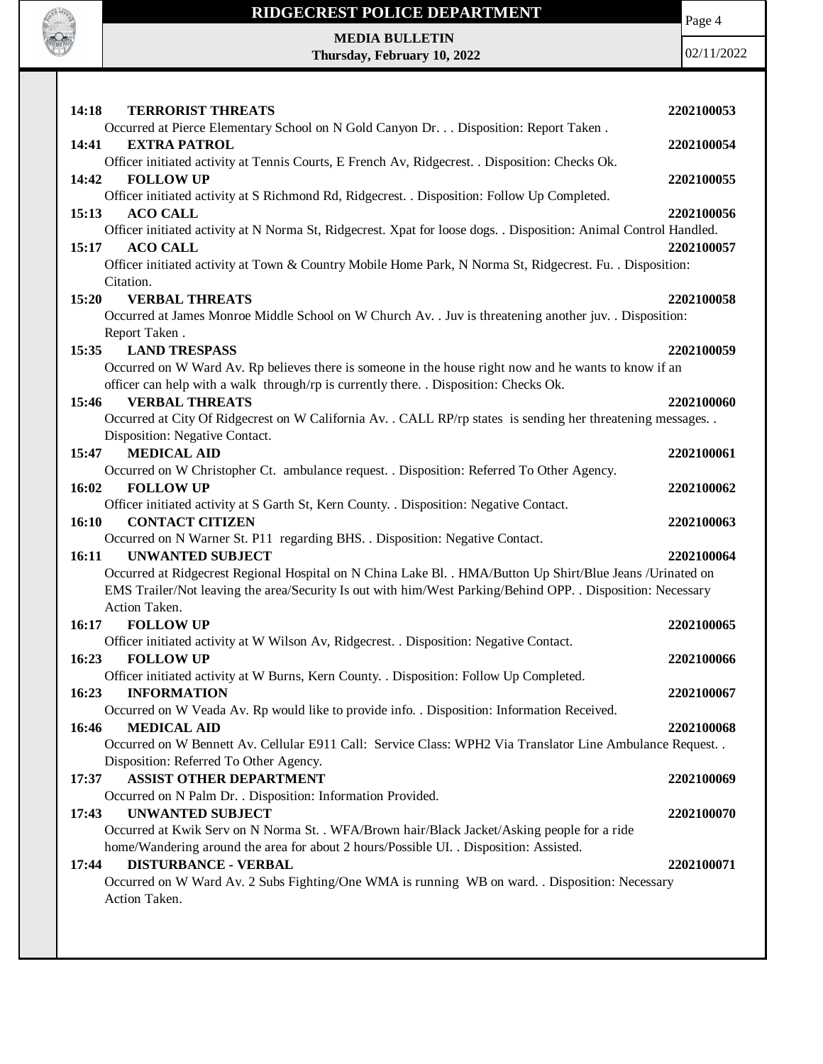**14:18 TERRORIST THREATS** 2202100053

Occurred at Pierce Elementary School on N Gold Canyon Dr. . . Disposition: Report Taken .

**14:41 EXTRA PATROL** 2202100054

Officer initiated activity at Tennis Courts, E French Av, Ridgecrest. . Disposition: Checks Ok.

**14:42 FOLLOW UP** 2202100055

Officer initiated activity at S Richmond Rd, Ridgecrest. . Disposition: Follow Up Completed.

**15:13 ACO CALL** 2202100056

Officer initiated activity at N Norma St, Ridgecrest. Xpat for loose dogs. . Disposition: Animal Control Handled.

**15:17 ACO CALL** 2202100057

Officer initiated activity at Town & Country Mobile Home Park, N Norma St, Ridgecrest. Fu. . Disposition: Citation.

**15:20 VERBAL THREATS** 2202100058

Occurred at James Monroe Middle School on W Church Av. . Juv is threatening another juv. . Disposition: Report Taken .

**15:35 LAND TRESPASS** 2202100059

Occurred on W Ward Av. Rp believes there is someone in the house right now and he wants to know if an officer can help with a walk through/rp is currently there. . Disposition: Checks Ok.

**15:46 VERBAL THREATS** 2202100060

Occurred at City Of Ridgecrest on W California Av. . CALL RP/rp states is sending her threatening messages. . Disposition: Negative Contact.

**15:47 MEDICAL AID** 2202100061

Occurred on W Christopher Ct. ambulance request. . Disposition: Referred To Other Agency.

**16:02 FOLLOW UP** 2202100062

Officer initiated activity at S Garth St, Kern County. . Disposition: Negative Contact.

**16:10 CONTACT CITIZEN** 2202100063

Occurred on N Warner St. P11 regarding BHS. . Disposition: Negative Contact.

**16:11 UNWANTED SUBJECT** 2202100064

Occurred at Ridgecrest Regional Hospital on N China Lake Bl. . HMA/Button Up Shirt/Blue Jeans /Urinated on EMS Trailer/Not leaving the area/Security Is out with him/West Parking/Behind OPP. . Disposition: Necessary Action Taken.

**16:17 FOLLOW UP** 2202100065

Officer initiated activity at W Wilson Av, Ridgecrest. . Disposition: Negative Contact.

**16:23 FOLLOW UP** 2202100066

Officer initiated activity at W Burns, Kern County. . Disposition: Follow Up Completed.

**16:23 INFORMATION** 2202100067

Occurred on W Veada Av. Rp would like to provide info. . Disposition: Information Received.

**16:46 MEDICAL AID** 2202100068

Occurred on W Bennett Av. Cellular E911 Call: Service Class: WPH2 Via Translator Line Ambulance Request. . Disposition: Referred To Other Agency.

**17:37 ASSIST OTHER DEPARTMENT** 2202100069

Occurred on N Palm Dr. . Disposition: Information Provided.

**17:43 UNWANTED SUBJECT** 2202100070

Occurred at Kwik Serv on N Norma St. . WFA/Brown hair/Black Jacket/Asking people for a ride home/Wandering around the area for about 2 hours/Possible UI. . Disposition: Assisted.

**17:44 DISTURBANCE - VERBAL** 2202100071

Occurred on W Ward Av. 2 Subs Fighting/One WMA is running WB on ward. . Disposition: Necessary Action Taken.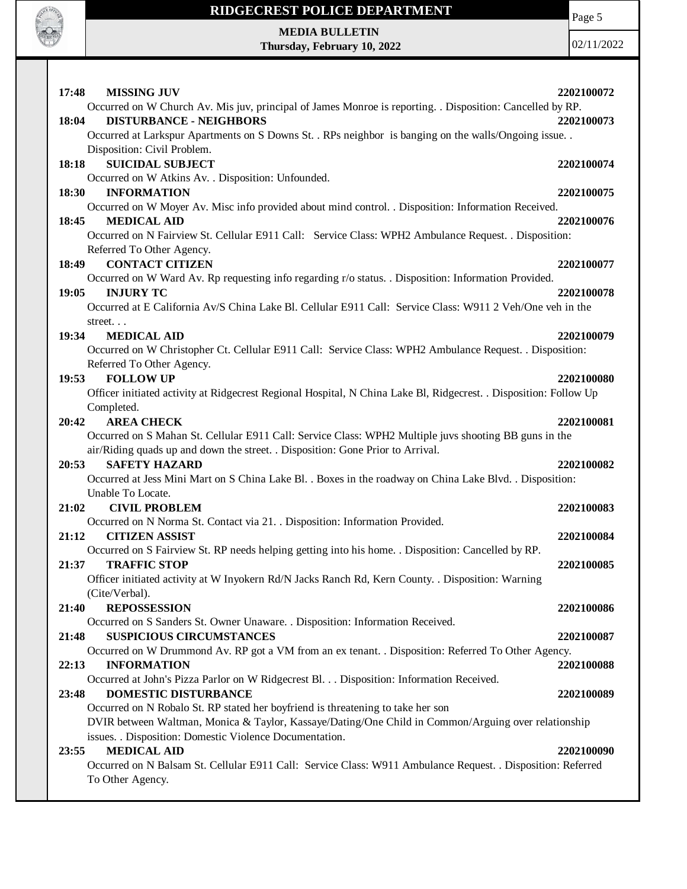**17:48 MISSING JUV 2202100072**
Occurred on W Church Av. Mis juv, principal of James Monroe is reporting. . Disposition: Cancelled by RP.

**18:04 DISTURBANCE - NEIGHBORS 2202100073**
Occurred at Larkspur Apartments on S Downs St. . RPs neighbor is banging on the walls/Ongoing issue. . Disposition: Civil Problem.

**18:18 SUICIDAL SUBJECT 2202100074**
Occurred on W Atkins Av. . Disposition: Unfounded.

**18:30 INFORMATION 2202100075**
Occurred on W Moyer Av. Misc info provided about mind control. . Disposition: Information Received.

**18:45 MEDICAL AID 2202100076**
Occurred on N Fairview St. Cellular E911 Call: Service Class: WPH2 Ambulance Request. . Disposition: Referred To Other Agency.

**18:49 CONTACT CITIZEN 2202100077**
Occurred on W Ward Av. Rp requesting info regarding r/o status. . Disposition: Information Provided.

**19:05 INJURY TC 2202100078**
Occurred at E California Av/S China Lake Bl. Cellular E911 Call: Service Class: W911 2 Veh/One veh in the street. . .

**19:34 MEDICAL AID 2202100079**
Occurred on W Christopher Ct. Cellular E911 Call: Service Class: WPH2 Ambulance Request. . Disposition: Referred To Other Agency.

**19:53 FOLLOW UP 2202100080**
Officer initiated activity at Ridgecrest Regional Hospital, N China Lake Bl, Ridgecrest. . Disposition: Follow Up Completed.

**20:42 AREA CHECK 2202100081**
Occurred on S Mahan St. Cellular E911 Call: Service Class: WPH2 Multiple juvs shooting BB guns in the air/Riding quads up and down the street. . Disposition: Gone Prior to Arrival.

**20:53 SAFETY HAZARD 2202100082**
Occurred at Jess Mini Mart on S China Lake Bl. . Boxes in the roadway on China Lake Blvd. . Disposition: Unable To Locate.

**21:02 CIVIL PROBLEM 2202100083**
Occurred on N Norma St. Contact via 21. . Disposition: Information Provided.

**21:12 CITIZEN ASSIST 2202100084**
Occurred on S Fairview St. RP needs helping getting into his home. . Disposition: Cancelled by RP.

**21:37 TRAFFIC STOP 2202100085**
Officer initiated activity at W Inyokern Rd/N Jacks Ranch Rd, Kern County. . Disposition: Warning (Cite/Verbal).

**21:40 REPOSSESSION 2202100086**
Occurred on S Sanders St. Owner Unaware. . Disposition: Information Received.

**21:48 SUSPICIOUS CIRCUMSTANCES 2202100087**
Occurred on W Drummond Av. RP got a VM from an ex tenant. . Disposition: Referred To Other Agency.

**22:13 INFORMATION 2202100088**
Occurred at John's Pizza Parlor on W Ridgecrest Bl. . . Disposition: Information Received.

**23:48 DOMESTIC DISTURBANCE 2202100089**
Occurred on N Robalo St. RP stated her boyfriend is threatening to take her son
DVIR between Waltman, Monica & Taylor, Kassaye/Dating/One Child in Common/Arguing over relationship issues. . Disposition: Domestic Violence Documentation.

**23:55 MEDICAL AID 2202100090**
Occurred on N Balsam St. Cellular E911 Call: Service Class: W911 Ambulance Request. . Disposition: Referred To Other Agency.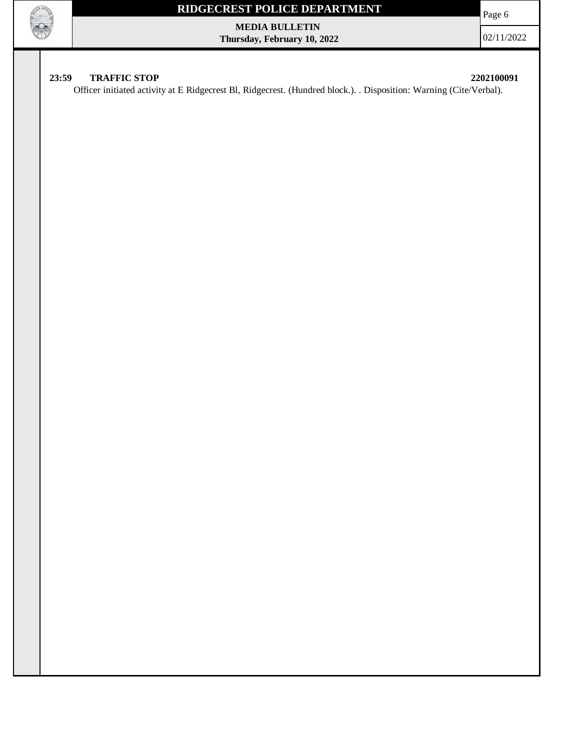**23:59 TRAFFIC STOP 2202100091**

Officer initiated activity at E Ridgecrest Bl, Ridgecrest. (Hundred block.). . Disposition: Warning (Cite/Verbal).